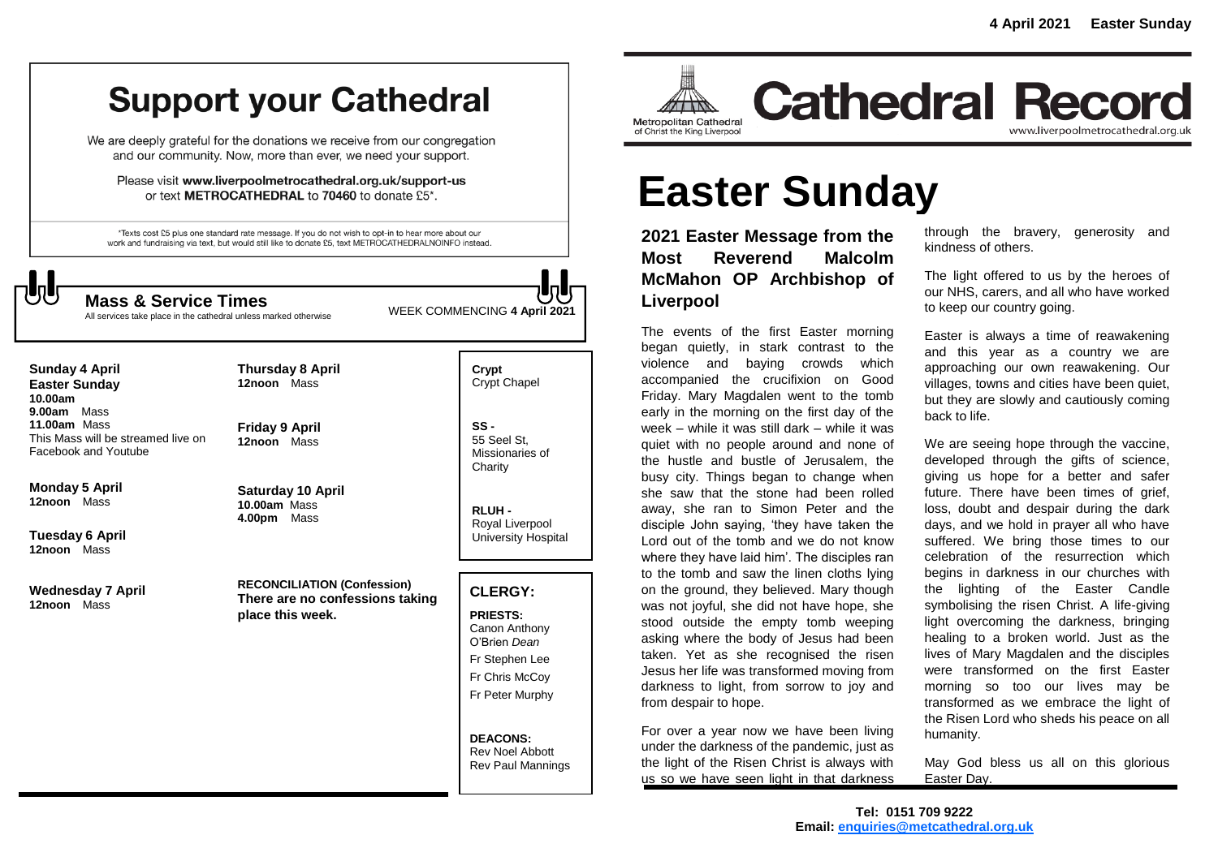# Support your Cathedral

We are deeply grateful for the donations we receive from our congregation and our community. Now, more than ever, we need your support.

Please visit **www.liverpoolmetrocathedral.org.uk/support-us** or text **METROCATHEDRAL** to **70460** to donate £5*.

*Texts cost £5 plus one standard rate message. If you do not wish to opt-in to hear more about our work and fundraising via text, but would still like to donate £5, text METROCATHEDRALNOINFO instead.

## Mass & Service Times

All services take place in the cathedral unless marked otherwise

WEEK COMMENCING **4 April 2021**

**Sunday 4 April**
**Easter Sunday**
**10.00am**
**9.00am** Mass
**11.00am** Mass
This Mass will be streamed live on Facebook and Youtube

**Monday 5 April**
**12noon** Mass

**Tuesday 6 April**
**12noon** Mass

**Wednesday 7 April**
**12noon** Mass

**Thursday 8 April**
**12noon** Mass

**Friday 9 April**
**12noon** Mass

**Saturday 10 April**
**10.00am** Mass
**4.00pm** Mass

**RECONCILIATION (Confession)**
**There are no confessions taking place this week.**

**Crypt**
Crypt Chapel

**SS -**
55 Seel St, Missionaries of Charity

**RLUH -**
Royal Liverpool University Hospital

### CLERGY:

**PRIESTS:**
Canon Anthony O'Brien *Dean*
Fr Stephen Lee
Fr Chris McCoy
Fr Peter Murphy

**DEACONS:**
Rev Noel Abbott
Rev Paul Mannings

# Cathedral Record

Metropolitan Cathedral of Christ the King Liverpool

www.liverpoolmetrocathedral.org.uk

4 April 2021 Easter Sunday

# Easter Sunday

## 2021 Easter Message from the Most Reverend Malcolm McMahon OP Archbishop of Liverpool

The events of the first Easter morning began quietly, in stark contrast to the violence and baying crowds which accompanied the crucifixion on Good Friday. Mary Magdalen went to the tomb early in the morning on the first day of the week – while it was still dark – while it was quiet with no people around and none of the hustle and bustle of Jerusalem, the busy city. Things began to change when she saw that the stone had been rolled away, she ran to Simon Peter and the disciple John saying, 'they have taken the Lord out of the tomb and we do not know where they have laid him'. The disciples ran to the tomb and saw the linen cloths lying on the ground, they believed. Mary though was not joyful, she did not have hope, she stood outside the empty tomb weeping asking where the body of Jesus had been taken. Yet as she recognised the risen Jesus her life was transformed moving from darkness to light, from sorrow to joy and from despair to hope.

For over a year now we have been living under the darkness of the pandemic, just as the light of the Risen Christ is always with us so we have seen light in that darkness through the bravery, generosity and kindness of others.

The light offered to us by the heroes of our NHS, carers, and all who have worked to keep our country going.

Easter is always a time of reawakening and this year as a country we are approaching our own reawakening. Our villages, towns and cities have been quiet, but they are slowly and cautiously coming back to life.

We are seeing hope through the vaccine, developed through the gifts of science, giving us hope for a better and safer future. There have been times of grief, loss, doubt and despair during the dark days, and we hold in prayer all who have suffered. We bring those times to our celebration of the resurrection which begins in darkness in our churches with the lighting of the Easter Candle symbolising the risen Christ. A life-giving light overcoming the darkness, bringing healing to a broken world. Just as the lives of Mary Magdalen and the disciples were transformed on the first Easter morning so too our lives may be transformed as we embrace the light of the Risen Lord who sheds his peace on all humanity.

May God bless us all on this glorious Easter Day.

**Tel: 0151 709 9222**
**Email: enquiries@metcathedral.org.uk**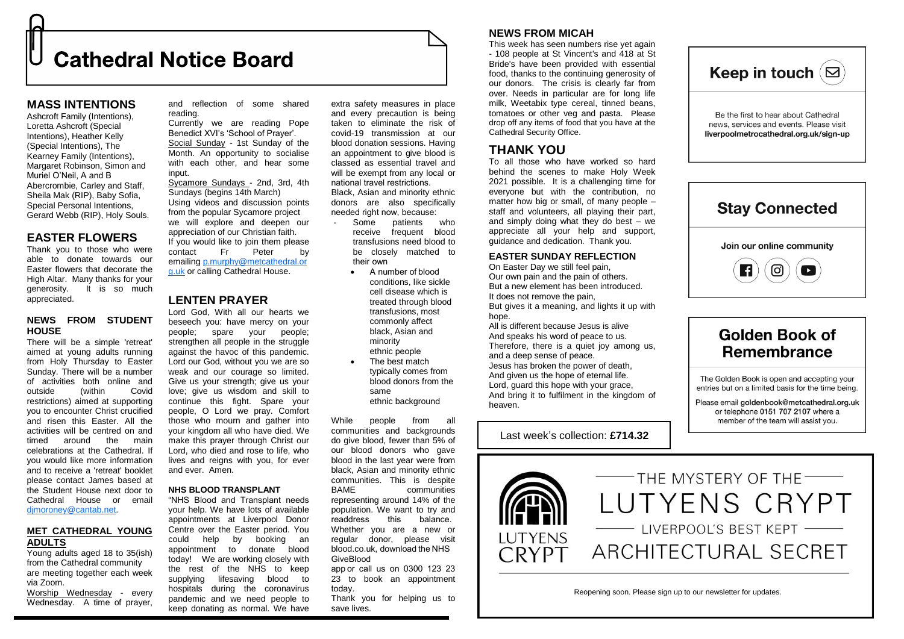# Cathedral Notice Board

## MASS INTENTIONS

Ashcroft Family (Intentions), Loretta Ashcroft (Special Intentions), Heather Kelly (Special Intentions), The Kearney Family (Intentions), Margaret Robinson, Simon and Muriel O'Neil, A and B Abercrombie, Carley and Staff, Sheila Mak (RIP), Baby Sofia, Special Personal Intentions, Gerard Webb (RIP), Holy Souls.

## EASTER FLOWERS

Thank you to those who were able to donate towards our Easter flowers that decorate the High Altar. Many thanks for your generosity. It is so much appreciated.

### NEWS FROM STUDENT HOUSE

There will be a simple 'retreat' aimed at young adults running from Holy Thursday to Easter Sunday. There will be a number of activities both online and outside (within Covid restrictions) aimed at supporting you to encounter Christ crucified and risen this Easter. All the activities will be centred on and timed around the main celebrations at the Cathedral. If you would like more information and to receive a 'retreat' booklet please contact James based at the Student House next door to Cathedral House or email djmoroney@cantab.net.

### MET CATHEDRAL YOUNG ADULTS

Young adults aged 18 to 35(ish) from the Cathedral community are meeting together each week via Zoom.

Worship Wednesday - every Wednesday. A time of prayer, and reflection of some shared reading.

Currently we are reading Pope Benedict XVI's 'School of Prayer'.

Social Sunday - 1st Sunday of the Month. An opportunity to socialise with each other, and hear some input.

Sycamore Sundays - 2nd, 3rd, 4th Sundays (begins 14th March)

Using videos and discussion points from the popular Sycamore project we will explore and deepen our appreciation of our Christian faith.

If you would like to join them please contact Fr Peter by emailing p.murphy@metcathedral.org.uk or calling Cathedral House.

## LENTEN PRAYER

Lord God, With all our hearts we beseech you: have mercy on your people; spare your people; strengthen all people in the struggle against the havoc of this pandemic. Lord our God, without you we are so weak and our courage so limited. Give us your strength; give us your love; give us wisdom and skill to continue this fight. Spare your people, O Lord we pray. Comfort those who mourn and gather into your kingdom all who have died. We make this prayer through Christ our Lord, who died and rose to life, who lives and reigns with you, for ever and ever. Amen.

### NHS BLOOD TRANSPLANT

"NHS Blood and Transplant needs your help. We have lots of available appointments at Liverpool Donor Centre over the Easter period. You could help by booking an appointment to donate blood today! We are working closely with the rest of the NHS to keep supplying lifesaving blood to hospitals during the coronavirus pandemic and we need people to keep donating as normal. We have extra safety measures in place and every precaution is being taken to eliminate the risk of covid-19 transmission at our blood donation sessions. Having an appointment to give blood is classed as essential travel and will be exempt from any local or national travel restrictions.

Black, Asian and minority ethnic donors are also specifically needed right now, because:

- Some patients who receive frequent blood transfusions need blood to be closely matched to their own
  - A number of blood conditions, like sickle cell disease which is treated through blood transfusions, most commonly affect black, Asian and minority ethnic people
  - The best match typically comes from blood donors from the same ethnic background

While people from all communities and backgrounds do give blood, fewer than 5% of our blood donors who gave blood in the last year were from black, Asian and minority ethnic communities. This is despite BAME communities representing around 14% of the population. We want to try and readdress this balance. Whether you are a new or regular donor, please visit blood.co.uk, download the NHS GiveBlood app or call us on 0300 123 23 23 to book an appointment today.

Thank you for helping us to save lives.

### NEWS FROM MICAH

This week has seen numbers rise yet again - 108 people at St Vincent's and 418 at St Bride's have been provided with essential food, thanks to the continuing generosity of our donors. The crisis is clearly far from over. Needs in particular are for long life milk, Weetabix type cereal, tinned beans, tomatoes or other veg and pasta. Please drop off any items of food that you have at the Cathedral Security Office.

## THANK YOU

To all those who have worked so hard behind the scenes to make Holy Week 2021 possible. It is a challenging time for everyone but with the contribution, no matter how big or small, of many people – staff and volunteers, all playing their part, and simply doing what they do best – we appreciate all your help and support, guidance and dedication. Thank you.

### EASTER SUNDAY REFLECTION

On Easter Day we still feel pain,
Our own pain and the pain of others.
But a new element has been introduced.
It does not remove the pain,
But gives it a meaning, and lights it up with hope.
All is different because Jesus is alive
And speaks his word of peace to us.
Therefore, there is a quiet joy among us, and a deep sense of peace.
Jesus has broken the power of death,
And given us the hope of eternal life.
Lord, guard this hope with your grace,
And bring it to fulfilment in the kingdom of heaven.

Last week's collection: **£714.32**

## Keep in touch

Be the first to hear about Cathedral news, services and events. Please visit **liverpoolmetrocathedral.org.uk/sign-up**

## Stay Connected

Join our online community

## Golden Book of Remembrance

The Golden Book is open and accepting your entries but on a limited basis for the time being.

Please email **goldenbook@metcathedral.org.uk** or telephone 0151 707 2107 where a member of the team will assist you.

THE MYSTERY OF THE LUTYENS CRYPT — LIVERPOOL'S BEST KEPT ARCHITECTURAL SECRET

Reopening soon. Please sign up to our newsletter for updates.